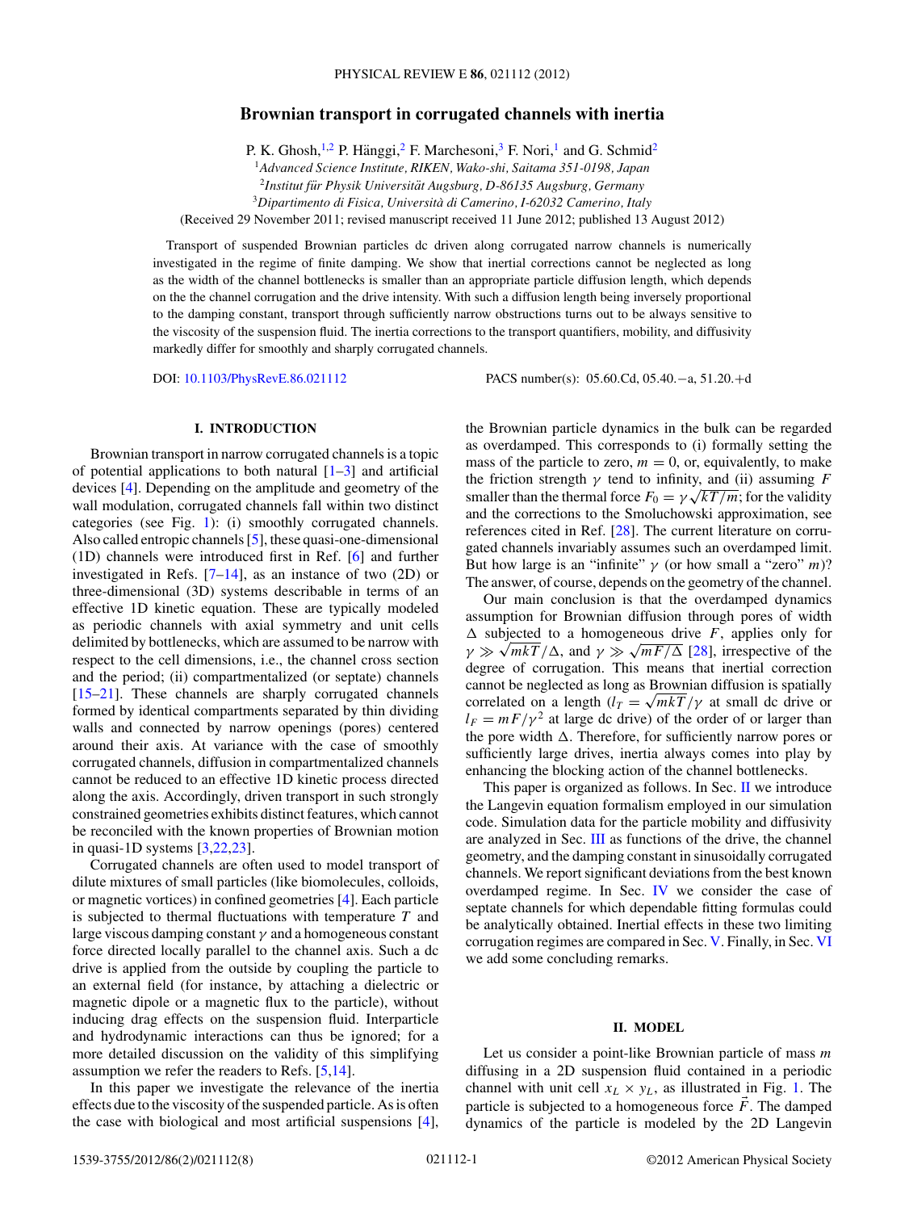# Brownian transport in corrugated channels with inertia

P. K. Ghosh,[1,2] P. Hänggi,[2] F. Marchesoni,[3] F. Nori,[1] and G. Schmid[2]

[1]*Advanced Science Institute, RIKEN, Wako-shi, Saitama 351-0198, Japan*
[2]*Institut für Physik Universität Augsburg, D-86135 Augsburg, Germany*
[3]*Dipartimento di Fisica, Università di Camerino, I-62032 Camerino, Italy*

(Received 29 November 2011; revised manuscript received 11 June 2012; published 13 August 2012)

Transport of suspended Brownian particles dc driven along corrugated narrow channels is numerically investigated in the regime of finite damping. We show that inertial corrections cannot be neglected as long as the width of the channel bottlenecks is smaller than an appropriate particle diffusion length, which depends on the the channel corrugation and the drive intensity. With such a diffusion length being inversely proportional to the damping constant, transport through sufficiently narrow obstructions turns out to be always sensitive to the viscosity of the suspension fluid. The inertia corrections to the transport quantifiers, mobility, and diffusivity markedly differ for smoothly and sharply corrugated channels.

DOI: 10.1103/PhysRevE.86.021112 PACS number(s): 05.60.Cd, 05.40.−a, 51.20.+d

## I. INTRODUCTION

Brownian transport in narrow corrugated channels is a topic of potential applications to both natural [1–3] and artificial devices [4]. Depending on the amplitude and geometry of the wall modulation, corrugated channels fall within two distinct categories (see Fig. 1): (i) smoothly corrugated channels. Also called entropic channels [5], these quasi-one-dimensional (1D) channels were introduced first in Ref. [6] and further investigated in Refs. [7–14], as an instance of two (2D) or three-dimensional (3D) systems describable in terms of an effective 1D kinetic equation. These are typically modeled as periodic channels with axial symmetry and unit cells delimited by bottlenecks, which are assumed to be narrow with respect to the cell dimensions, i.e., the channel cross section and the period; (ii) compartmentalized (or septate) channels [15–21]. These channels are sharply corrugated channels formed by identical compartments separated by thin dividing walls and connected by narrow openings (pores) centered around their axis. At variance with the case of smoothly corrugated channels, diffusion in compartmentalized channels cannot be reduced to an effective 1D kinetic process directed along the axis. Accordingly, driven transport in such strongly constrained geometries exhibits distinct features, which cannot be reconciled with the known properties of Brownian motion in quasi-1D systems [3,22,23].

Corrugated channels are often used to model transport of dilute mixtures of small particles (like biomolecules, colloids, or magnetic vortices) in confined geometries [4]. Each particle is subjected to thermal fluctuations with temperature $T$ and large viscous damping constant $\gamma$ and a homogeneous constant force directed locally parallel to the channel axis. Such a dc drive is applied from the outside by coupling the particle to an external field (for instance, by attaching a dielectric or magnetic dipole or a magnetic flux to the particle), without inducing drag effects on the suspension fluid. Interparticle and hydrodynamic interactions can thus be ignored; for a more detailed discussion on the validity of this simplifying assumption we refer the readers to Refs. [5,14].

In this paper we investigate the relevance of the inertia effects due to the viscosity of the suspended particle. As is often the case with biological and most artificial suspensions [4], the Brownian particle dynamics in the bulk can be regarded as overdamped. This corresponds to (i) formally setting the mass of the particle to zero, $m = 0$, or, equivalently, to make the friction strength $\gamma$ tend to infinity, and (ii) assuming $F$ smaller than the thermal force $F_0 = \gamma\sqrt{kT/m}$; for the validity and the corrections to the Smoluchowski approximation, see references cited in Ref. [28]. The current literature on corrugated channels invariably assumes such an overdamped limit. But how large is an "infinite" $\gamma$ (or how small a "zero" $m$)? The answer, of course, depends on the geometry of the channel.

Our main conclusion is that the overdamped dynamics assumption for Brownian diffusion through pores of width $\Delta$ subjected to a homogeneous drive $F$, applies only for $\gamma \gg \sqrt{mkT}/\Delta$, and $\gamma \gg \sqrt{mF/\Delta}$ [28], irrespective of the degree of corrugation. This means that inertial correction cannot be neglected as long as Brownian diffusion is spatially correlated on a length ($l_T = \sqrt{mkT}/\gamma$ at small dc drive or $l_F = mF/\gamma^2$ at large dc drive) of the order of or larger than the pore width $\Delta$. Therefore, for sufficiently narrow pores or sufficiently large drives, inertia always comes into play by enhancing the blocking action of the channel bottlenecks.

This paper is organized as follows. In Sec. II we introduce the Langevin equation formalism employed in our simulation code. Simulation data for the particle mobility and diffusivity are analyzed in Sec. III as functions of the drive, the channel geometry, and the damping constant in sinusoidally corrugated channels. We report significant deviations from the best known overdamped regime. In Sec. IV we consider the case of septate channels for which dependable fitting formulas could be analytically obtained. Inertial effects in these two limiting corrugation regimes are compared in Sec. V. Finally, in Sec. VI we add some concluding remarks.

## II. MODEL

Let us consider a point-like Brownian particle of mass $m$ diffusing in a 2D suspension fluid contained in a periodic channel with unit cell $x_L \times y_L$, as illustrated in Fig. 1. The particle is subjected to a homogeneous force $\vec{F}$. The damped dynamics of the particle is modeled by the 2D Langevin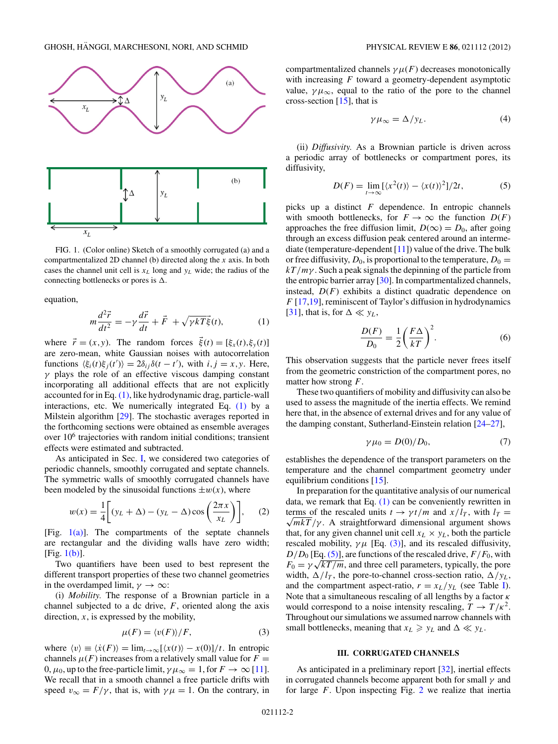FIG. 1. (Color online) Sketch of a smoothly corrugated (a) and a compartmentalized 2D channel (b) directed along the $x$ axis. In both cases the channel unit cell is $x_L$ long and $y_L$ wide; the radius of the connecting bottlenecks or pores is $\Delta$.

equation,

$$m\frac{d^2\vec{r}}{dt^2} = -\gamma\frac{d\vec{r}}{dt} + \vec{F} + \sqrt{\gamma kT}\vec{\xi}(t), \tag{1}$$

where $\vec{r} = (x,y)$. The random forces $\vec{\xi}(t) = [\xi_x(t),\xi_y(t)]$ are zero-mean, white Gaussian noises with autocorrelation functions $\langle\xi_i(t)\xi_j(t')\rangle = 2\delta_{ij}\delta(t-t')$, with $i,j = x,y$. Here, $\gamma$ plays the role of an effective viscous damping constant incorporating all additional effects that are not explicitly accounted for in Eq. (1), like hydrodynamic drag, particle-wall interactions, etc. We numerically integrated Eq. (1) by a Milstein algorithm [29]. The stochastic averages reported in the forthcoming sections were obtained as ensemble averages over $10^6$ trajectories with random initial conditions; transient effects were estimated and subtracted.

As anticipated in Sec. I, we considered two categories of periodic channels, smoothly corrugated and septate channels. The symmetric walls of smoothly corrugated channels have been modeled by the sinusoidal functions $\pm w(x)$, where

$$w(x) = \frac{1}{4}\left[(y_L + \Delta) - (y_L - \Delta)\cos\left(\frac{2\pi x}{x_L}\right)\right], \tag{2}$$

[Fig. 1(a)]. The compartments of the septate channels are rectangular and the dividing walls have zero width; [Fig. 1(b)].

Two quantifiers have been used to best represent the different transport properties of these two channel geometries in the overdamped limit, $\gamma \to \infty$:

(i) *Mobility.* The response of a Brownian particle in a channel subjected to a dc drive, $F$, oriented along the axis direction, $x$, is expressed by the mobility,

$$\mu(F) = \langle v(F)\rangle/F, \tag{3}$$

where $\langle v\rangle \equiv \langle\dot{x}(F)\rangle = \lim_{t\to\infty}[\langle x(t)\rangle - x(0)]/t$. In entropic channels $\mu(F)$ increases from a relatively small value for $F = 0$, $\mu_0$, up to the free-particle limit, $\gamma\mu_\infty = 1$, for $F \to \infty$ [11]. We recall that in a smooth channel a free particle drifts with speed $v_\infty = F/\gamma$, that is, with $\gamma\mu = 1$. On the contrary, in compartmentalized channels $\gamma\mu(F)$ decreases monotonically with increasing $F$ toward a geometry-dependent asymptotic value, $\gamma\mu_\infty$, equal to the ratio of the pore to the channel cross-section [15], that is

$$\gamma\mu_\infty = \Delta/y_L. \tag{4}$$

(ii) *Diffusivity.* As a Brownian particle is driven across a periodic array of bottlenecks or compartment pores, its diffusivity,

$$D(F) = \lim_{t\to\infty}[\langle x^2(t)\rangle - \langle x(t)\rangle^2]/2t, \tag{5}$$

picks up a distinct $F$ dependence. In entropic channels with smooth bottlenecks, for $F \to \infty$ the function $D(F)$ approaches the free diffusion limit, $D(\infty) = D_0$, after going through an excess diffusion peak centered around an intermediate (temperature-dependent [11]) value of the drive. The bulk or free diffusivity, $D_0$, is proportional to the temperature, $D_0 = kT/m\gamma$. Such a peak signals the depinning of the particle from the entropic barrier array [30]. In compartmentalized channels, instead, $D(F)$ exhibits a distinct quadratic dependence on $F$ [17,19], reminiscent of Taylor's diffusion in hydrodynamics [31], that is, for $\Delta \ll y_L$,

$$\frac{D(F)}{D_0} = \frac{1}{2}\left(\frac{F\Delta}{kT}\right)^2. \tag{6}$$

This observation suggests that the particle never frees itself from the geometric constriction of the compartment pores, no matter how strong $F$.

These two quantifiers of mobility and diffusivity can also be used to assess the magnitude of the inertia effects. We remind here that, in the absence of external drives and for any value of the damping constant, Sutherland-Einstein relation [24–27],

$$\gamma\mu_0 = D(0)/D_0, \tag{7}$$

establishes the dependence of the transport parameters on the temperature and the channel compartment geometry under equilibrium conditions [15].

In preparation for the quantitative analysis of our numerical data, we remark that Eq. (1) can be conveniently rewritten in terms of the rescaled units $t \to \gamma t/m$ and $x/l_T$, with $l_T = \sqrt{mkT}/\gamma$. A straightforward dimensional argument shows that, for any given channel unit cell $x_L \times y_L$, both the particle rescaled mobility, $\gamma\mu$ [Eq. (3)], and its rescaled diffusivity, $D/D_0$ [Eq. (5)], are functions of the rescaled drive, $F/F_0$, with $F_0 = \gamma\sqrt{kT/m}$, and three cell parameters, typically, the pore width, $\Delta/l_T$, the pore-to-channel cross-section ratio, $\Delta/y_L$, and the compartment aspect-ratio, $r = x_L/y_L$ (see Table I). Note that a simultaneous rescaling of all lengths by a factor $\kappa$ would correspond to a noise intensity rescaling, $T \to T/\kappa^2$. Throughout our simulations we assumed narrow channels with small bottlenecks, meaning that $x_L \geqslant y_L$ and $\Delta \ll y_L$.

## III. CORRUGATED CHANNELS

As anticipated in a preliminary report [32], inertial effects in corrugated channels become apparent both for small $\gamma$ and for large $F$. Upon inspecting Fig. 2 we realize that inertia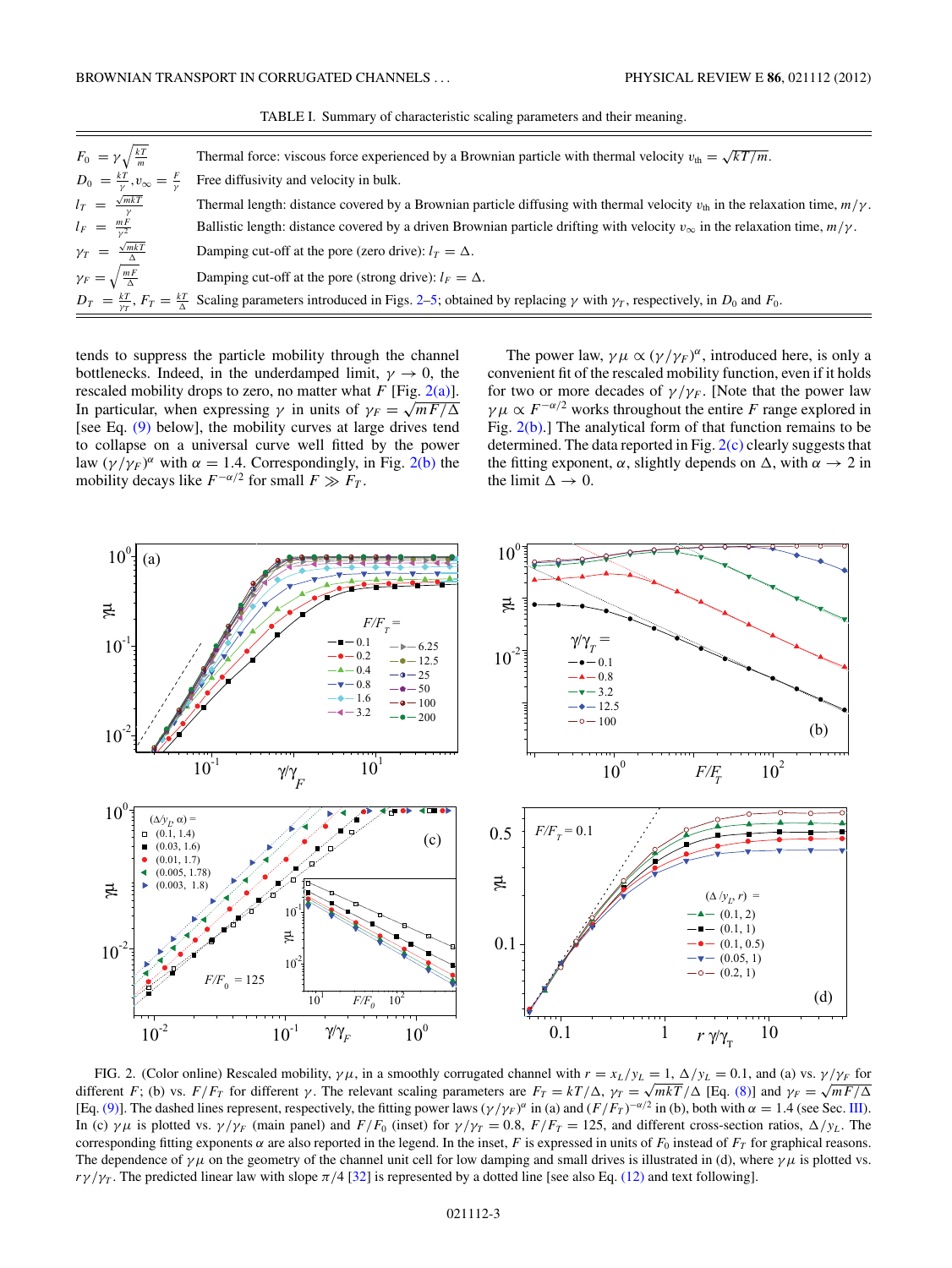TABLE I. Summary of characteristic scaling parameters and their meaning.

| | |
|---|---|
| $F_0 = \gamma\sqrt{\frac{kT}{m}}$ | Thermal force: viscous force experienced by a Brownian particle with thermal velocity $v_{\rm th} = \sqrt{kT/m}$. |
| $D_0 = \frac{kT}{\gamma}, v_\infty = \frac{F}{\gamma}$ | Free diffusivity and velocity in bulk. |
| $l_T = \frac{\sqrt{mkT}}{\gamma}$ | Thermal length: distance covered by a Brownian particle diffusing with thermal velocity $v_{\rm th}$ in the relaxation time, $m/\gamma$. |
| $l_F = \frac{mF}{\gamma^2}$ | Ballistic length: distance covered by a driven Brownian particle drifting with velocity $v_\infty$ in the relaxation time, $m/\gamma$. |
| $\gamma_T = \frac{\sqrt{mkT}}{\Delta}$ | Damping cut-off at the pore (zero drive): $l_T = \Delta$. |
| $\gamma_F = \sqrt{\frac{mF}{\Delta}}$ | Damping cut-off at the pore (strong drive): $l_F = \Delta$. |
| $D_T = \frac{kT}{\gamma_T}, F_T = \frac{kT}{\Delta}$ | Scaling parameters introduced in Figs. 2–5; obtained by replacing $\gamma$ with $\gamma_T$, respectively, in $D_0$ and $F_0$. |

tends to suppress the particle mobility through the channel bottlenecks. Indeed, in the underdamped limit, $\gamma \to 0$, the rescaled mobility drops to zero, no matter what $F$ [Fig. 2(a)]. In particular, when expressing $\gamma$ in units of $\gamma_F = \sqrt{mF/\Delta}$ [see Eq. (9) below], the mobility curves at large drives tend to collapse on a universal curve well fitted by the power law $(\gamma/\gamma_F)^\alpha$ with $\alpha = 1.4$. Correspondingly, in Fig. 2(b) the mobility decays like $F^{-\alpha/2}$ for small $F \gg F_T$.

The power law, $\gamma\mu \propto (\gamma/\gamma_F)^\alpha$, introduced here, is only a convenient fit of the rescaled mobility function, even if it holds for two or more decades of $\gamma/\gamma_F$. [Note that the power law $\gamma\mu \propto F^{-\alpha/2}$ works throughout the entire $F$ range explored in Fig. 2(b).] The analytical form of that function remains to be determined. The data reported in Fig. 2(c) clearly suggests that the fitting exponent, $\alpha$, slightly depends on $\Delta$, with $\alpha \to 2$ in the limit $\Delta \to 0$.

FIG. 2. (Color online) Rescaled mobility, $\gamma\mu$, in a smoothly corrugated channel with $r = x_L/y_L = 1$, $\Delta/y_L = 0.1$, and (a) vs. $\gamma/\gamma_F$ for different $F$; (b) vs. $F/F_T$ for different $\gamma$. The relevant scaling parameters are $F_T = kT/\Delta$, $\gamma_T = \sqrt{mkT}/\Delta$ [Eq. (8)] and $\gamma_F = \sqrt{mF/\Delta}$ [Eq. (9)]. The dashed lines represent, respectively, the fitting power laws $(\gamma/\gamma_F)^\alpha$ in (a) and $(F/F_T)^{-\alpha/2}$ in (b), both with $\alpha = 1.4$ (see Sec. III). In (c) $\gamma\mu$ is plotted vs. $\gamma/\gamma_F$ (main panel) and $F/F_0$ (inset) for $\gamma/\gamma_T = 0.8$, $F/F_T = 125$, and different cross-section ratios, $\Delta/y_L$. The corresponding fitting exponents $\alpha$ are also reported in the legend. In the inset, $F$ is expressed in units of $F_0$ instead of $F_T$ for graphical reasons. The dependence of $\gamma\mu$ on the geometry of the channel unit cell for low damping and small drives is illustrated in (d), where $\gamma\mu$ is plotted vs. $r\gamma/\gamma_T$. The predicted linear law with slope $\pi/4$ [32] is represented by a dotted line [see also Eq. (12) and text following].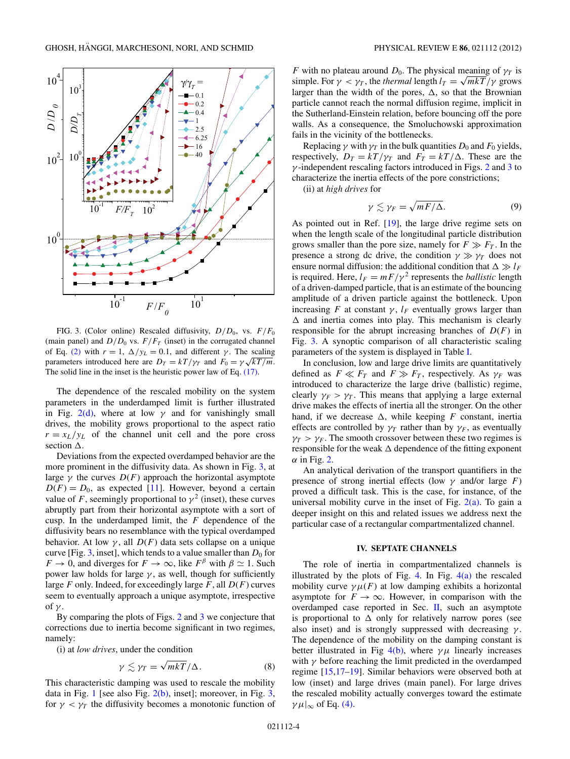FIG. 3. (Color online) Rescaled diffusivity, $D/D_0$, vs. $F/F_0$ (main panel) and $D/D_0$ vs. $F/F_T$ (inset) in the corrugated channel of Eq. (2) with $r = 1$, $\Delta/y_L = 0.1$, and different $\gamma$. The scaling parameters introduced here are $D_T = kT/\gamma_T$ and $F_0 = \gamma\sqrt{kT/m}$. The solid line in the inset is the heuristic power law of Eq. (17).

The dependence of the rescaled mobility on the system parameters in the underdamped limit is further illustrated in Fig. 2(d), where at low $\gamma$ and for vanishingly small drives, the mobility grows proportional to the aspect ratio $r = x_L/y_L$ of the channel unit cell and the pore cross section $\Delta$.

Deviations from the expected overdamped behavior are the more prominent in the diffusivity data. As shown in Fig. 3, at large $\gamma$ the curves $D(F)$ approach the horizontal asymptote $D(F) = D_0$, as expected [11]. However, beyond a certain value of $F$, seemingly proportional to $\gamma^2$ (inset), these curves abruptly part from their horizontal asymptote with a sort of cusp. In the underdamped limit, the $F$ dependence of the diffusivity bears no resemblance with the typical overdamped behavior. At low $\gamma$, all $D(F)$ data sets collapse on a unique curve [Fig. 3, inset], which tends to a value smaller than $D_0$ for $F \to 0$, and diverges for $F \to \infty$, like $F^\beta$ with $\beta \simeq 1$. Such power law holds for large $\gamma$, as well, though for sufficiently large $F$ only. Indeed, for exceedingly large $F$, all $D(F)$ curves seem to eventually approach a unique asymptote, irrespective of $\gamma$.

By comparing the plots of Figs. 2 and 3 we conjecture that corrections due to inertia become significant in two regimes, namely:

(i) at *low drives*, under the condition

$$\gamma \lesssim \gamma_T = \sqrt{mkT}/\Delta. \tag{8}$$

This characteristic damping was used to rescale the mobility data in Fig. 1 [see also Fig. 2(b), inset]; moreover, in Fig. 3, for $\gamma < \gamma_T$ the diffusivity becomes a monotonic function of $F$ with no plateau around $D_0$. The physical meaning of $\gamma_T$ is simple. For $\gamma < \gamma_T$, the *thermal* length $l_T = \sqrt{mkT}/\gamma$ grows larger than the width of the pores, $\Delta$, so that the Brownian particle cannot reach the normal diffusion regime, implicit in the Sutherland-Einstein relation, before bouncing off the pore walls. As a consequence, the Smoluchowski approximation fails in the vicinity of the bottlenecks.

Replacing $\gamma$ with $\gamma_T$ in the bulk quantities $D_0$ and $F_0$ yields, respectively, $D_T = kT/\gamma_T$ and $F_T = kT/\Delta$. These are the $\gamma$-independent rescaling factors introduced in Figs. 2 and 3 to characterize the inertia effects of the pore constrictions;

(ii) at *high drives* for

$$\gamma \lesssim \gamma_F = \sqrt{mF/\Delta}. \tag{9}$$

As pointed out in Ref. [19], the large drive regime sets on when the length scale of the longitudinal particle distribution grows smaller than the pore size, namely for $F \gg F_T$. In the presence a strong dc drive, the condition $\gamma \gg \gamma_T$ does not ensure normal diffusion: the additional condition that $\Delta \gg l_F$ is required. Here, $l_F = mF/\gamma^2$ represents the *ballistic* length of a driven-damped particle, that is an estimate of the bouncing amplitude of a driven particle against the bottleneck. Upon increasing $F$ at constant $\gamma$, $l_F$ eventually grows larger than $\Delta$ and inertia comes into play. This mechanism is clearly responsible for the abrupt increasing branches of $D(F)$ in Fig. 3. A synoptic comparison of all characteristic scaling parameters of the system is displayed in Table I.

In conclusion, low and large drive limits are quantitatively defined as $F \ll F_T$ and $F \gg F_T$, respectively. As $\gamma_F$ was introduced to characterize the large drive (ballistic) regime, clearly $\gamma_F > \gamma_T$. This means that applying a large external drive makes the effects of inertia all the stronger. On the other hand, if we decrease $\Delta$, while keeping $F$ constant, inertia effects are controlled by $\gamma_T$ rather than by $\gamma_F$, as eventually $\gamma_T > \gamma_F$. The smooth crossover between these two regimes is responsible for the weak $\Delta$ dependence of the fitting exponent $\alpha$ in Fig. 2.

An analytical derivation of the transport quantifiers in the presence of strong inertial effects (low $\gamma$ and/or large $F$) proved a difficult task. This is the case, for instance, of the universal mobility curve in the inset of Fig. 2(a). To gain a deeper insight on this and related issues we address next the particular case of a rectangular compartmentalized channel.

## IV. SEPTATE CHANNELS

The role of inertia in compartmentalized channels is illustrated by the plots of Fig. 4. In Fig. 4(a) the rescaled mobility curve $\gamma\mu(F)$ at low damping exhibits a horizontal asymptote for $F \to \infty$. However, in comparison with the overdamped case reported in Sec. II, such an asymptote is proportional to $\Delta$ only for relatively narrow pores (see also inset) and is strongly suppressed with decreasing $\gamma$. The dependence of the mobility on the damping constant is better illustrated in Fig 4(b), where $\gamma\mu$ linearly increases with $\gamma$ before reaching the limit predicted in the overdamped regime [15,17–19]. Similar behaviors were observed both at low (inset) and large drives (main panel). For large drives the rescaled mobility actually converges toward the estimate $\gamma\mu|_\infty$ of Eq. (4).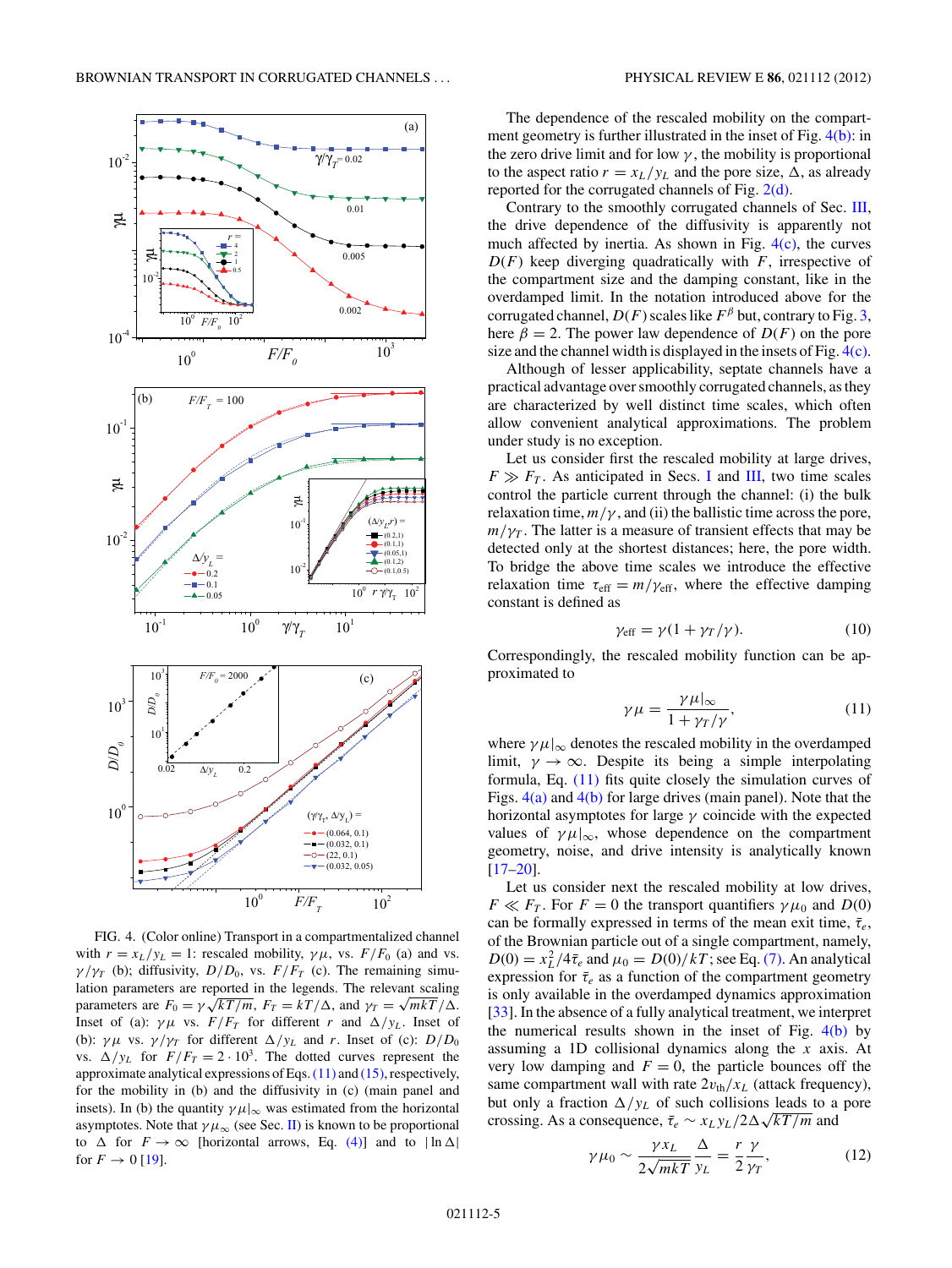FIG. 4. (Color online) Transport in a compartmentalized channel with $r = x_L/y_L = 1$: rescaled mobility, $\gamma\mu$, vs. $F/F_0$ (a) and vs. $\gamma/\gamma_T$ (b); diffusivity, $D/D_0$, vs. $F/F_T$ (c). The remaining simulation parameters are reported in the legends. The relevant scaling parameters are $F_0 = \gamma\sqrt{kT/m}$, $F_T = kT/\Delta$, and $\gamma_T = \sqrt{mkT}/\Delta$. Inset of (a): $\gamma\mu$ vs. $F/F_T$ for different $r$ and $\Delta/y_L$. Inset of (b): $\gamma\mu$ vs. $\gamma/\gamma_T$ for different $\Delta/y_L$ and $r$. Inset of (c): $D/D_0$ vs. $\Delta/y_L$ for $F/F_T = 2\cdot 10^3$. The dotted curves represent the approximate analytical expressions of Eqs. (11) and (15), respectively, for the mobility in (b) and the diffusivity in (c) (main panel and insets). In (b) the quantity $\gamma\mu|_\infty$ was estimated from the horizontal asymptotes. Note that $\gamma\mu_\infty$ (see Sec. II) is known to be proportional to $\Delta$ for $F \to \infty$ [horizontal arrows, Eq. (4)] and to $|\ln \Delta|$ for $F \to 0$ [19].

The dependence of the rescaled mobility on the compartment geometry is further illustrated in the inset of Fig. 4(b): in the zero drive limit and for low $\gamma$, the mobility is proportional to the aspect ratio $r = x_L/y_L$ and the pore size, $\Delta$, as already reported for the corrugated channels of Fig. 2(d).

Contrary to the smoothly corrugated channels of Sec. III, the drive dependence of the diffusivity is apparently not much affected by inertia. As shown in Fig. 4(c), the curves $D(F)$ keep diverging quadratically with $F$, irrespective of the compartment size and the damping constant, like in the overdamped limit. In the notation introduced above for the corrugated channel, $D(F)$ scales like $F^\beta$ but, contrary to Fig. 3, here $\beta = 2$. The power law dependence of $D(F)$ on the pore size and the channel width is displayed in the insets of Fig. 4(c).

Although of lesser applicability, septate channels have a practical advantage over smoothly corrugated channels, as they are characterized by well distinct time scales, which often allow convenient analytical approximations. The problem under study is no exception.

Let us consider first the rescaled mobility at large drives, $F \gg F_T$. As anticipated in Secs. I and III, two time scales control the particle current through the channel: (i) the bulk relaxation time, $m/\gamma$, and (ii) the ballistic time across the pore, $m/\gamma_T$. The latter is a measure of transient effects that may be detected only at the shortest distances; here, the pore width. To bridge the above time scales we introduce the effective relaxation time $\tau_{\rm eff} = m/\gamma_{\rm eff}$, where the effective damping constant is defined as

$$\gamma_{\rm eff} = \gamma(1 + \gamma_T/\gamma). \tag{10}$$

Correspondingly, the rescaled mobility function can be approximated to

$$\gamma\mu = \frac{\gamma\mu|_\infty}{1 + \gamma_T/\gamma}, \tag{11}$$

where $\gamma\mu|_\infty$ denotes the rescaled mobility in the overdamped limit, $\gamma \to \infty$. Despite its being a simple interpolating formula, Eq. (11) fits quite closely the simulation curves of Figs. 4(a) and 4(b) for large drives (main panel). Note that the horizontal asymptotes for large $\gamma$ coincide with the expected values of $\gamma\mu|_\infty$, whose dependence on the compartment geometry, noise, and drive intensity is analytically known [17–20].

Let us consider next the rescaled mobility at low drives, $F \ll F_T$. For $F = 0$ the transport quantifiers $\gamma\mu_0$ and $D(0)$ can be formally expressed in terms of the mean exit time, $\bar{\tau}_e$, of the Brownian particle out of a single compartment, namely, $D(0) = x_L^2/4\bar{\tau}_e$ and $\mu_0 = D(0)/kT$; see Eq. (7). An analytical expression for $\bar{\tau}_e$ as a function of the compartment geometry is only available in the overdamped dynamics approximation [33]. In the absence of a fully analytical treatment, we interpret the numerical results shown in the inset of Fig. 4(b) by assuming a 1D collisional dynamics along the $x$ axis. At very low damping and $F = 0$, the particle bounces off the same compartment wall with rate $2v_{\rm th}/x_L$ (attack frequency), but only a fraction $\Delta/y_L$ of such collisions leads to a pore crossing. As a consequence, $\bar{\tau}_e \sim x_L y_L/2\Delta\sqrt{kT/m}$ and

$$\gamma\mu_0 \sim \frac{\gamma x_L}{2\sqrt{mkT}}\frac{\Delta}{y_L} = \frac{r}{2}\frac{\gamma}{\gamma_T}, \tag{12}$$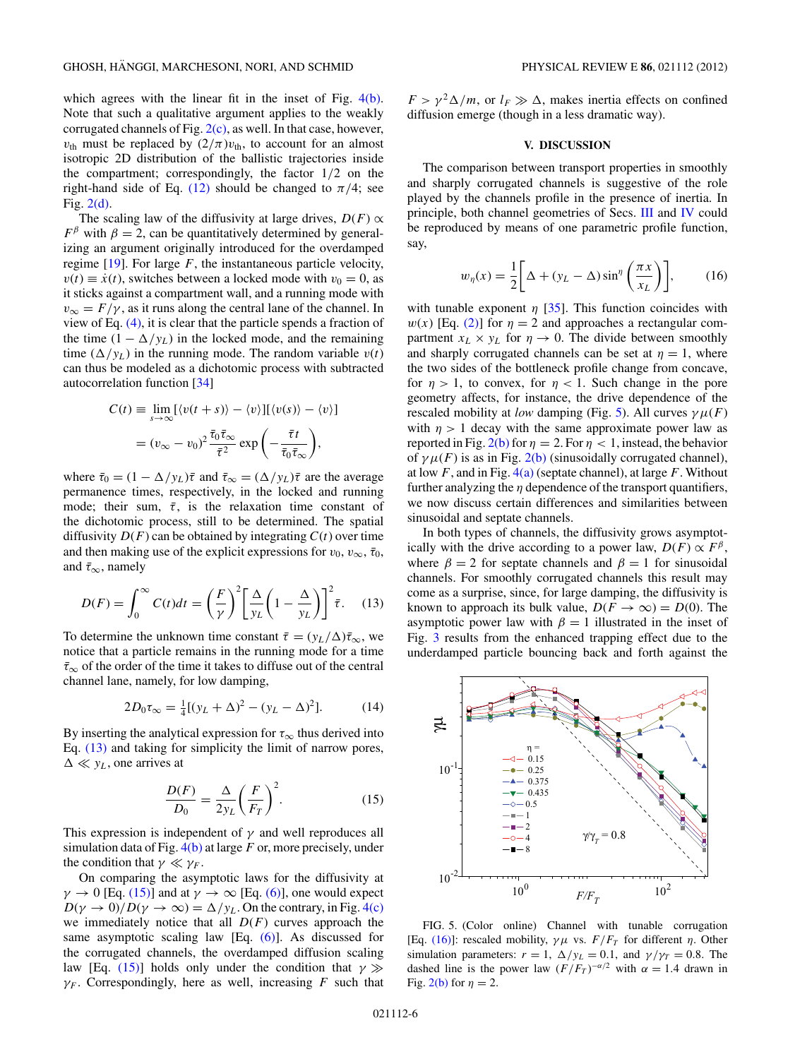which agrees with the linear fit in the inset of Fig. 4(b). Note that such a qualitative argument applies to the weakly corrugated channels of Fig. 2(c), as well. In that case, however, $v_{\rm th}$ must be replaced by $(2/\pi)v_{\rm th}$, to account for an almost isotropic 2D distribution of the ballistic trajectories inside the compartment; correspondingly, the factor 1/2 on the right-hand side of Eq. (12) should be changed to $\pi/4$; see Fig. 2(d).

The scaling law of the diffusivity at large drives, $D(F) \propto F^\beta$ with $\beta = 2$, can be quantitatively determined by generalizing an argument originally introduced for the overdamped regime [19]. For large $F$, the instantaneous particle velocity, $v(t) \equiv \dot{x}(t)$, switches between a locked mode with $v_0 = 0$, as it sticks against a compartment wall, and a running mode with $v_\infty = F/\gamma$, as it runs along the central lane of the channel. In view of Eq. (4), it is clear that the particle spends a fraction of the time $(1 - \Delta/y_L)$ in the locked mode, and the remaining time $(\Delta/y_L)$ in the running mode. The random variable $v(t)$ can thus be modeled as a dichotomic process with subtracted autocorrelation function [34]

$$C(t) \equiv \lim_{s\to\infty}[\langle v(t+s)\rangle - \langle v\rangle][\langle v(s)\rangle - \langle v\rangle]$$
$$= (v_\infty - v_0)^2 \frac{\bar{\tau}_0\bar{\tau}_\infty}{\bar{\tau}^2}\exp\left(-\frac{\bar{\tau}t}{\bar{\tau}_0\bar{\tau}_\infty}\right),$$

where $\bar{\tau}_0 = (1 - \Delta/y_L)\bar{\tau}$ and $\bar{\tau}_\infty = (\Delta/y_L)\bar{\tau}$ are the average permanence times, respectively, in the locked and running mode; their sum, $\bar{\tau}$, is the relaxation time constant of the dichotomic process, still to be determined. The spatial diffusivity $D(F)$ can be obtained by integrating $C(t)$ over time and then making use of the explicit expressions for $v_0$, $v_\infty$, $\bar{\tau}_0$, and $\bar{\tau}_\infty$, namely

$$D(F) = \int_0^\infty C(t)dt = \left(\frac{F}{\gamma}\right)^2\left[\frac{\Delta}{y_L}\left(1 - \frac{\Delta}{y_L}\right)\right]^2\bar{\tau}. \qquad (13)$$

To determine the unknown time constant $\bar{\tau} = (y_L/\Delta)\bar{\tau}_\infty$, we notice that a particle remains in the running mode for a time $\bar{\tau}_\infty$ of the order of the time it takes to diffuse out of the central channel lane, namely, for low damping,

$$2D_0\tau_\infty = \tfrac{1}{4}[(y_L + \Delta)^2 - (y_L - \Delta)^2]. \qquad (14)$$

By inserting the analytical expression for $\tau_\infty$ thus derived into Eq. (13) and taking for simplicity the limit of narrow pores, $\Delta \ll y_L$, one arrives at

$$\frac{D(F)}{D_0} = \frac{\Delta}{2y_L}\left(\frac{F}{F_T}\right)^2. \qquad (15)$$

This expression is independent of $\gamma$ and well reproduces all simulation data of Fig. 4(b) at large $F$ or, more precisely, under the condition that $\gamma \ll \gamma_F$.

On comparing the asymptotic laws for the diffusivity at $\gamma \to 0$ [Eq. (15)] and at $\gamma \to \infty$ [Eq. (6)], one would expect $D(\gamma \to 0)/D(\gamma \to \infty) = \Delta/y_L$. On the contrary, in Fig. 4(c) we immediately notice that all $D(F)$ curves approach the same asymptotic scaling law [Eq. (6)]. As discussed for the corrugated channels, the overdamped diffusion scaling law [Eq. (15)] holds only under the condition that $\gamma \gg \gamma_F$. Correspondingly, here as well, increasing $F$ such that $F > \gamma^2\Delta/m$, or $l_F \gg \Delta$, makes inertia effects on confined diffusion emerge (though in a less dramatic way).

## V. DISCUSSION

The comparison between transport properties in smoothly and sharply corrugated channels is suggestive of the role played by the channels profile in the presence of inertia. In principle, both channel geometries of Secs. III and IV could be reproduced by means of one parametric profile function, say,

$$w_\eta(x) = \frac{1}{2}\left[\Delta + (y_L - \Delta)\sin^\eta\left(\frac{\pi x}{x_L}\right)\right], \qquad (16)$$

with tunable exponent $\eta$ [35]. This function coincides with $w(x)$ [Eq. (2)] for $\eta = 2$ and approaches a rectangular compartment $x_L \times y_L$ for $\eta \to 0$. The divide between smoothly and sharply corrugated channels can be set at $\eta = 1$, where the two sides of the bottleneck profile change from concave, for $\eta > 1$, to convex, for $\eta < 1$. Such change in the pore geometry affects, for instance, the drive dependence of the rescaled mobility at *low* damping (Fig. 5). All curves $\gamma\mu(F)$ with $\eta > 1$ decay with the same approximate power law as reported in Fig. 2(b) for $\eta = 2$. For $\eta < 1$, instead, the behavior of $\gamma\mu(F)$ is as in Fig. 2(b) (sinusoidally corrugated channel), at low $F$, and in Fig. 4(a) (septate channel), at large $F$. Without further analyzing the $\eta$ dependence of the transport quantifiers, we now discuss certain differences and similarities between sinusoidal and septate channels.

In both types of channels, the diffusivity grows asymptotically with the drive according to a power law, $D(F) \propto F^\beta$, where $\beta = 2$ for septate channels and $\beta = 1$ for sinusoidal channels. For smoothly corrugated channels this result may come as a surprise, since, for large damping, the diffusivity is known to approach its bulk value, $D(F \to \infty) = D(0)$. The asymptotic power law with $\beta = 1$ illustrated in the inset of Fig. 3 results from the enhanced trapping effect due to the underdamped particle bouncing back and forth against the

FIG. 5. (Color online) Channel with tunable corrugation [Eq. (16)]: rescaled mobility, $\gamma\mu$ vs. $F/F_T$ for different $\eta$. Other simulation parameters: $r = 1$, $\Delta/y_L = 0.1$, and $\gamma/\gamma_T = 0.8$. The dashed line is the power law $(F/F_T)^{-\alpha/2}$ with $\alpha = 1.4$ drawn in Fig. 2(b) for $\eta = 2$.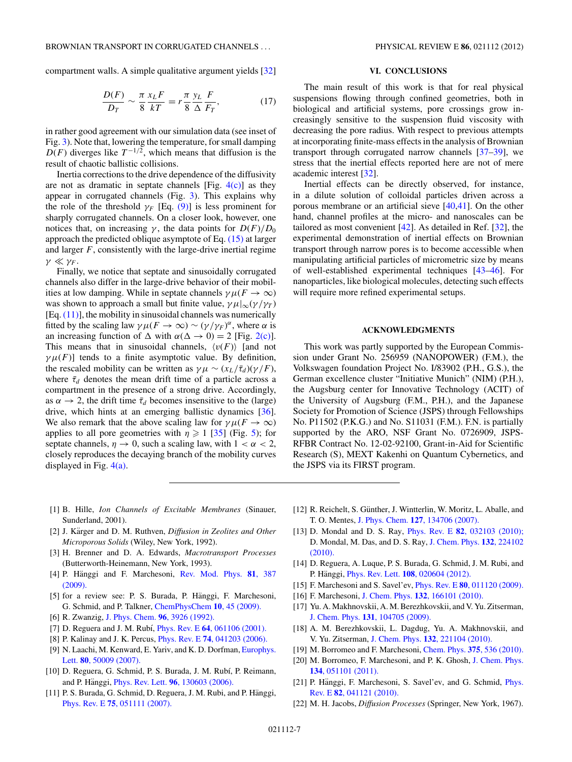compartment walls. A simple qualitative argument yields [32]

$$\frac{D(F)}{D_T} \sim \frac{\pi}{8}\frac{x_L F}{kT} = r\frac{\pi}{8}\frac{y_L}{\Delta}\frac{F}{F_T}, \tag{17}$$

in rather good agreement with our simulation data (see inset of Fig. 3). Note that, lowering the temperature, for small damping $D(F)$ diverges like $T^{-1/2}$, which means that diffusion is the result of chaotic ballistic collisions.

Inertia corrections to the drive dependence of the diffusivity are not as dramatic in septate channels [Fig. 4(c)] as they appear in corrugated channels (Fig. 3). This explains why the role of the threshold $\gamma_F$ [Eq. (9)] is less prominent for sharply corrugated channels. On a closer look, however, one notices that, on increasing $\gamma$, the data points for $D(F)/D_0$ approach the predicted oblique asymptote of Eq. (15) at larger and larger $F$, consistently with the large-drive inertial regime $\gamma \ll \gamma_F$.

Finally, we notice that septate and sinusoidally corrugated channels also differ in the large-drive behavior of their mobilities at low damping. While in septate channels $\gamma\mu(F \to \infty)$ was shown to approach a small but finite value, $\gamma\mu|_\infty(\gamma/\gamma_T)$ [Eq. (11)], the mobility in sinusoidal channels was numerically fitted by the scaling law $\gamma\mu(F \to \infty) \sim (\gamma/\gamma_F)^\alpha$, where $\alpha$ is an increasing function of $\Delta$ with $\alpha(\Delta \to 0) = 2$ [Fig. 2(c)]. This means that in sinusoidal channels, $\langle v(F)\rangle$ [and not $\gamma\mu(F)$] tends to a finite asymptotic value. By definition, the rescaled mobility can be written as $\gamma\mu \sim (x_L/\bar{\tau}_d)(\gamma/F)$, where $\bar{\tau}_d$ denotes the mean drift time of a particle across a compartment in the presence of a strong drive. Accordingly, as $\alpha \to 2$, the drift time $\bar{\tau}_d$ becomes insensitive to the (large) drive, which hints at an emerging ballistic dynamics [36]. We also remark that the above scaling law for $\gamma\mu(F \to \infty)$ applies to all pore geometries with $\eta \geqslant 1$ [35] (Fig. 5); for septate channels, $\eta \to 0$, such a scaling law, with $1 < \alpha < 2$, closely reproduces the decaying branch of the mobility curves displayed in Fig. 4(a).

## VI. CONCLUSIONS

The main result of this work is that for real physical suspensions flowing through confined geometries, both in biological and artificial systems, pore crossings grow increasingly sensitive to the suspension fluid viscosity with decreasing the pore radius. With respect to previous attempts at incorporating finite-mass effects in the analysis of Brownian transport through corrugated narrow channels [37–39], we stress that the inertial effects reported here are not of mere academic interest [32].

Inertial effects can be directly observed, for instance, in a dilute solution of colloidal particles driven across a porous membrane or an artificial sieve [40,41]. On the other hand, channel profiles at the micro- and nanoscales can be tailored as most convenient [42]. As detailed in Ref. [32], the experimental demonstration of inertial effects on Brownian transport through narrow pores is to become accessible when manipulating artificial particles of micrometric size by means of well-established experimental techniques [43–46]. For nanoparticles, like biological molecules, detecting such effects will require more refined experimental setups.

## ACKNOWLEDGMENTS

This work was partly supported by the European Commission under Grant No. 256959 (NANOPOWER) (F.M.), the Volkswagen foundation Project No. I/83902 (P.H., G.S.), the German excellence cluster "Initiative Munich" (NIM) (P.H.), the Augsburg center for Innovative Technology (ACIT) of the University of Augsburg (F.M., P.H.), and the Japanese Society for Promotion of Science (JSPS) through Fellowships No. P11502 (P.K.G.) and No. S11031 (F.M.). F.N. is partially supported by the ARO, NSF Grant No. 0726909, JSPS-RFBR Contract No. 12-02-92100, Grant-in-Aid for Scientific Research (S), MEXT Kakenhi on Quantum Cybernetics, and the JSPS via its FIRST program.

[1] B. Hille, *Ion Channels of Excitable Membranes* (Sinauer, Sunderland, 2001).

[2] J. Kärger and D. M. Ruthven, *Diffusion in Zeolites and Other Microporous Solids* (Wiley, New York, 1992).

[3] H. Brenner and D. A. Edwards, *Macrotransport Processes* (Butterworth-Heinemann, New York, 1993).

[4] P. Hänggi and F. Marchesoni, Rev. Mod. Phys. **81**, 387 (2009).

[5] for a review see: P. S. Burada, P. Hänggi, F. Marchesoni, G. Schmid, and P. Talkner, ChemPhysChem **10**, 45 (2009).

[6] R. Zwanzig, J. Phys. Chem. **96**, 3926 (1992).

[7] D. Reguera and J. M. Rubí, Phys. Rev. E **64**, 061106 (2001).

[8] P. Kalinay and J. K. Percus, Phys. Rev. E **74**, 041203 (2006).

[9] N. Laachi, M. Kenward, E. Yariv, and K. D. Dorfman, Europhys. Lett. **80**, 50009 (2007).

[10] D. Reguera, G. Schmid, P. S. Burada, J. M. Rubí, P. Reimann, and P. Hänggi, Phys. Rev. Lett. **96**, 130603 (2006).

[11] P. S. Burada, G. Schmid, D. Reguera, J. M. Rubi, and P. Hänggi, Phys. Rev. E **75**, 051111 (2007).

[12] R. Reichelt, S. Günther, J. Wintterlin, W. Moritz, L. Aballe, and T. O. Mentes, J. Phys. Chem. **127**, 134706 (2007).

[13] D. Mondal and D. S. Ray, Phys. Rev. E **82**, 032103 (2010); D. Mondal, M. Das, and D. S. Ray, J. Chem. Phys. **132**, 224102 (2010).

[14] D. Reguera, A. Luque, P. S. Burada, G. Schmid, J. M. Rubi, and P. Hänggi, Phys. Rev. Lett. **108**, 020604 (2012).

[15] F. Marchesoni and S. Savel'ev, Phys. Rev. E **80**, 011120 (2009).

[16] F. Marchesoni, J. Chem. Phys. **132**, 166101 (2010).

[17] Yu. A. Makhnovskii, A. M. Berezhkovskii, and V. Yu. Zitserman, J. Chem. Phys. **131**, 104705 (2009).

[18] A. M. Berezhkovskii, L. Dagdug, Yu. A. Makhnovskii, and V. Yu. Zitserman, J. Chem. Phys. **132**, 221104 (2010).

[19] M. Borromeo and F. Marchesoni, Chem. Phys. **375**, 536 (2010).

[20] M. Borromeo, F. Marchesoni, and P. K. Ghosh, J. Chem. Phys. **134**, 051101 (2011).

[21] P. Hänggi, F. Marchesoni, S. Savel'ev, and G. Schmid, Phys. Rev. E **82**, 041121 (2010).

[22] M. H. Jacobs, *Diffusion Processes* (Springer, New York, 1967).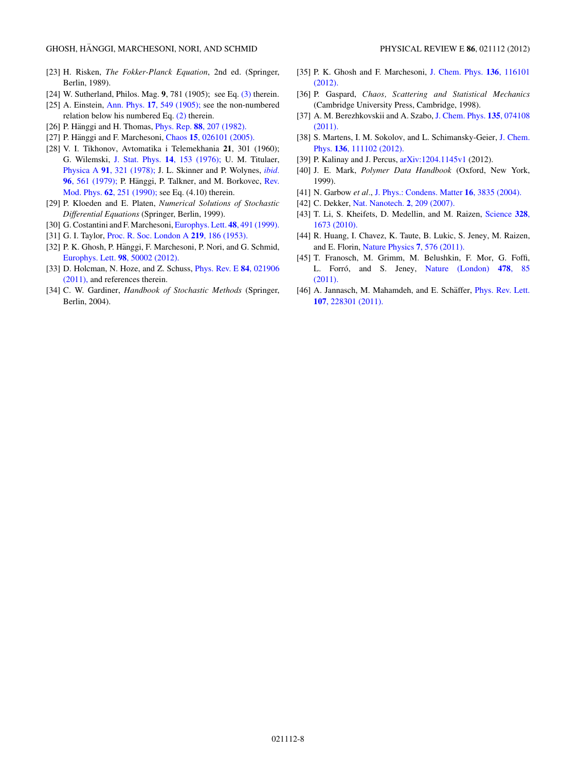[23] H. Risken, *The Fokker-Planck Equation*, 2nd ed. (Springer, Berlin, 1989).

[24] W. Sutherland, Philos. Mag. **9**, 781 (1905); see Eq. (3) therein.

[25] A. Einstein, Ann. Phys. **17**, 549 (1905); see the non-numbered relation below his numbered Eq. (2) therein.

[26] P. Hänggi and H. Thomas, Phys. Rep. **88**, 207 (1982).

[27] P. Hänggi and F. Marchesoni, Chaos **15**, 026101 (2005).

[28] V. I. Tikhonov, Avtomatika i Telemekhania **21**, 301 (1960); G. Wilemski, J. Stat. Phys. **14**, 153 (1976); U. M. Titulaer, Physica A **91**, 321 (1978); J. L. Skinner and P. Wolynes, *ibid.* **96**, 561 (1979); P. Hänggi, P. Talkner, and M. Borkovec, Rev. Mod. Phys. **62**, 251 (1990); see Eq. (4.10) therein.

[29] P. Kloeden and E. Platen, *Numerical Solutions of Stochastic Differential Equations* (Springer, Berlin, 1999).

[30] G. Costantini and F. Marchesoni, Europhys. Lett. **48**, 491 (1999).

[31] G. I. Taylor, Proc. R. Soc. London A **219**, 186 (1953).

[32] P. K. Ghosh, P. Hänggi, F. Marchesoni, P. Nori, and G. Schmid, Europhys. Lett. **98**, 50002 (2012).

[33] D. Holcman, N. Hoze, and Z. Schuss, Phys. Rev. E **84**, 021906 (2011), and references therein.

[34] C. W. Gardiner, *Handbook of Stochastic Methods* (Springer, Berlin, 2004).

[35] P. K. Ghosh and F. Marchesoni, J. Chem. Phys. **136**, 116101 (2012).

[36] P. Gaspard, *Chaos, Scattering and Statistical Mechanics* (Cambridge University Press, Cambridge, 1998).

[37] A. M. Berezhkovskii and A. Szabo, J. Chem. Phys. **135**, 074108 (2011).

[38] S. Martens, I. M. Sokolov, and L. Schimansky-Geier, J. Chem. Phys. **136**, 111102 (2012).

[39] P. Kalinay and J. Percus, arXiv:1204.1145v1 (2012).

[40] J. E. Mark, *Polymer Data Handbook* (Oxford, New York, 1999).

[41] N. Garbow *et al.*, J. Phys.: Condens. Matter **16**, 3835 (2004).

[42] C. Dekker, Nat. Nanotech. **2**, 209 (2007).

[43] T. Li, S. Kheifets, D. Medellin, and M. Raizen, Science **328**, 1673 (2010).

[44] R. Huang, I. Chavez, K. Taute, B. Lukic, S. Jeney, M. Raizen, and E. Florin, Nature Physics **7**, 576 (2011).

[45] T. Franosch, M. Grimm, M. Belushkin, F. Mor, G. Foffi, L. Forró, and S. Jeney, Nature (London) **478**, 85 (2011).

[46] A. Jannasch, M. Mahamdeh, and E. Schäffer, Phys. Rev. Lett. **107**, 228301 (2011).